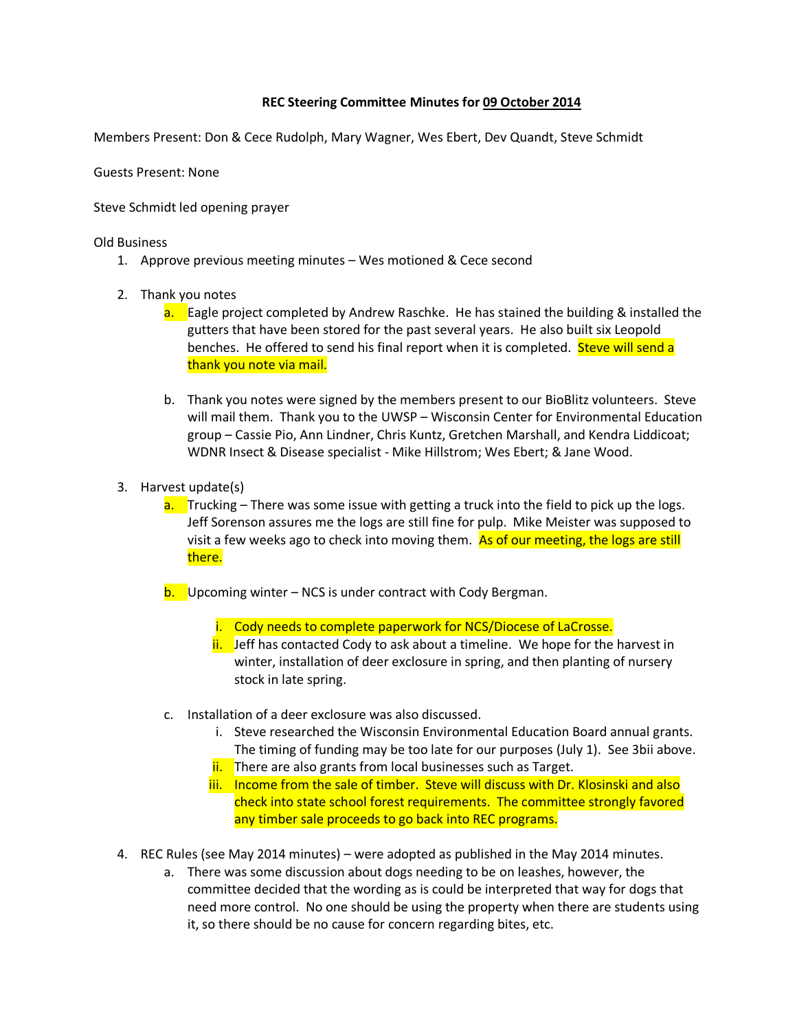**REC Steering Committee Minutes for 09 October 2014**

Members Present: Don & Cece Rudolph, Mary Wagner, Wes Ebert, Dev Quandt, Steve Schmidt

Guests Present: None

Steve Schmidt led opening prayer

Old Business

1. Approve previous meeting minutes – Wes motioned & Cece second

2. Thank you notes
   a. Eagle project completed by Andrew Raschke. He has stained the building & installed the gutters that have been stored for the past several years. He also built six Leopold benches. He offered to send his final report when it is completed. Steve will send a thank you note via mail.

   b. Thank you notes were signed by the members present to our BioBlitz volunteers. Steve will mail them. Thank you to the UWSP – Wisconsin Center for Environmental Education group – Cassie Pio, Ann Lindner, Chris Kuntz, Gretchen Marshall, and Kendra Liddicoat; WDNR Insect & Disease specialist - Mike Hillstrom; Wes Ebert; & Jane Wood.

3. Harvest update(s)
   a. Trucking – There was some issue with getting a truck into the field to pick up the logs. Jeff Sorenson assures me the logs are still fine for pulp. Mike Meister was supposed to visit a few weeks ago to check into moving them. As of our meeting, the logs are still there.

   b. Upcoming winter – NCS is under contract with Cody Bergman.
      i. Cody needs to complete paperwork for NCS/Diocese of LaCrosse.
      ii. Jeff has contacted Cody to ask about a timeline. We hope for the harvest in winter, installation of deer exclosure in spring, and then planting of nursery stock in late spring.

   c. Installation of a deer exclosure was also discussed.
      i. Steve researched the Wisconsin Environmental Education Board annual grants. The timing of funding may be too late for our purposes (July 1). See 3bii above.
      ii. There are also grants from local businesses such as Target.
      iii. Income from the sale of timber. Steve will discuss with Dr. Klosinski and also check into state school forest requirements. The committee strongly favored any timber sale proceeds to go back into REC programs.

4. REC Rules (see May 2014 minutes) – were adopted as published in the May 2014 minutes.
   a. There was some discussion about dogs needing to be on leashes, however, the committee decided that the wording as is could be interpreted that way for dogs that need more control. No one should be using the property when there are students using it, so there should be no cause for concern regarding bites, etc.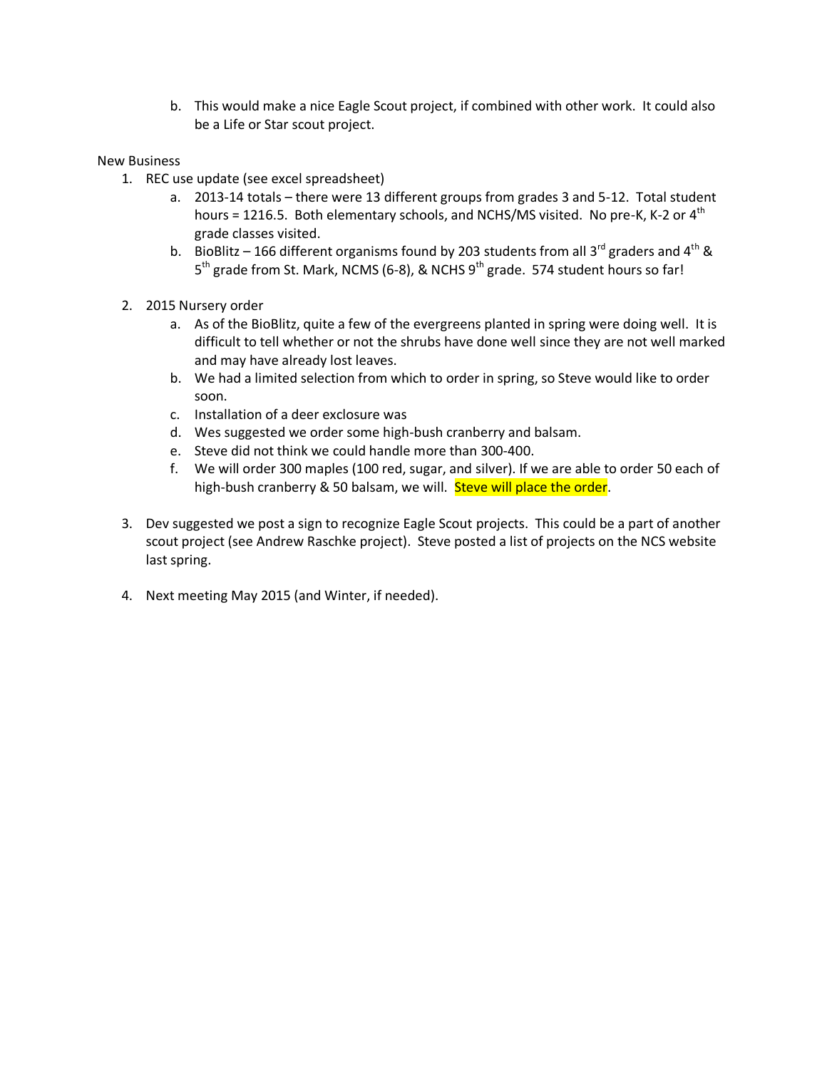b. This would make a nice Eagle Scout project, if combined with other work. It could also be a Life or Star scout project.

New Business

1. REC use update (see excel spreadsheet)
   a. 2013-14 totals – there were 13 different groups from grades 3 and 5-12. Total student hours = 1216.5. Both elementary schools, and NCHS/MS visited. No pre-K, K-2 or 4th grade classes visited.
   b. BioBlitz – 166 different organisms found by 203 students from all 3rd graders and 4th & 5th grade from St. Mark, NCMS (6-8), & NCHS 9th grade. 574 student hours so far!

2. 2015 Nursery order
   a. As of the BioBlitz, quite a few of the evergreens planted in spring were doing well. It is difficult to tell whether or not the shrubs have done well since they are not well marked and may have already lost leaves.
   b. We had a limited selection from which to order in spring, so Steve would like to order soon.
   c. Installation of a deer exclosure was
   d. Wes suggested we order some high-bush cranberry and balsam.
   e. Steve did not think we could handle more than 300-400.
   f. We will order 300 maples (100 red, sugar, and silver). If we are able to order 50 each of high-bush cranberry & 50 balsam, we will. Steve will place the order.

3. Dev suggested we post a sign to recognize Eagle Scout projects. This could be a part of another scout project (see Andrew Raschke project). Steve posted a list of projects on the NCS website last spring.

4. Next meeting May 2015 (and Winter, if needed).